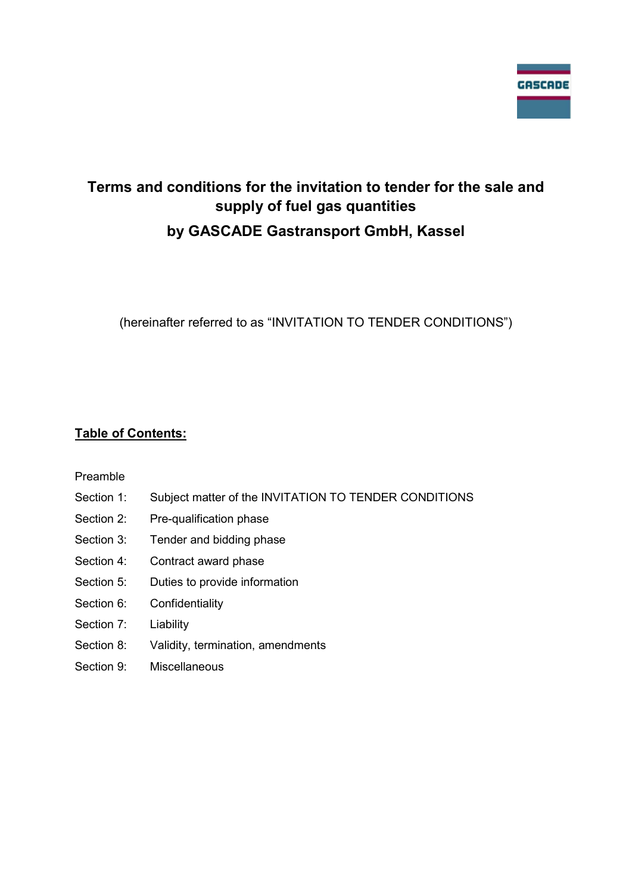GASCADE

# Terms and conditions for the invitation to tender for the sale and supply of fuel gas quantities

# by GASCADE Gastransport GmbH, Kassel

(hereinafter referred to as "INVITATION TO TENDER CONDITIONS")

## Table of Contents:

| | |
|---|---|
| Preamble | |
| Section 1: | Subject matter of the INVITATION TO TENDER CONDITIONS |
| Section 2: | Pre-qualification phase |
| Section 3: | Tender and bidding phase |
| Section 4: | Contract award phase |
| Section 5: | Duties to provide information |
| Section 6: | Confidentiality |
| Section 7: | Liability |
| Section 8: | Validity, termination, amendments |
| Section 9: | Miscellaneous |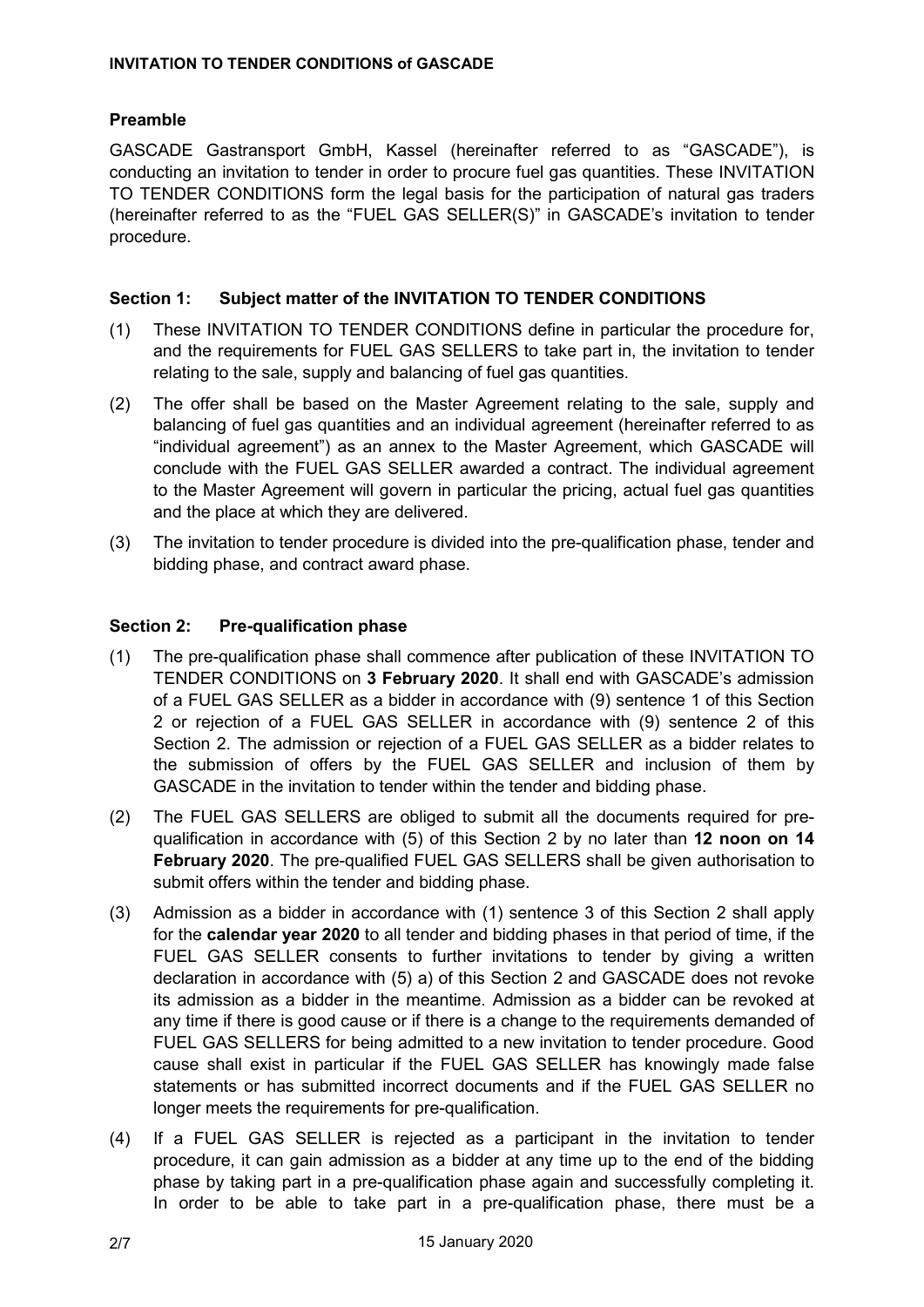## Preamble

GASCADE Gastransport GmbH, Kassel (hereinafter referred to as "GASCADE"), is conducting an invitation to tender in order to procure fuel gas quantities. These INVITATION TO TENDER CONDITIONS form the legal basis for the participation of natural gas traders (hereinafter referred to as the "FUEL GAS SELLER(S)" in GASCADE's invitation to tender procedure.

## Section 1: Subject matter of the INVITATION TO TENDER CONDITIONS

(1) These INVITATION TO TENDER CONDITIONS define in particular the procedure for, and the requirements for FUEL GAS SELLERS to take part in, the invitation to tender relating to the sale, supply and balancing of fuel gas quantities.

(2) The offer shall be based on the Master Agreement relating to the sale, supply and balancing of fuel gas quantities and an individual agreement (hereinafter referred to as "individual agreement") as an annex to the Master Agreement, which GASCADE will conclude with the FUEL GAS SELLER awarded a contract. The individual agreement to the Master Agreement will govern in particular the pricing, actual fuel gas quantities and the place at which they are delivered.

(3) The invitation to tender procedure is divided into the pre-qualification phase, tender and bidding phase, and contract award phase.

## Section 2: Pre-qualification phase

(1) The pre-qualification phase shall commence after publication of these INVITATION TO TENDER CONDITIONS on **3 February 2020**. It shall end with GASCADE's admission of a FUEL GAS SELLER as a bidder in accordance with (9) sentence 1 of this Section 2 or rejection of a FUEL GAS SELLER in accordance with (9) sentence 2 of this Section 2. The admission or rejection of a FUEL GAS SELLER as a bidder relates to the submission of offers by the FUEL GAS SELLER and inclusion of them by GASCADE in the invitation to tender within the tender and bidding phase.

(2) The FUEL GAS SELLERS are obliged to submit all the documents required for pre-qualification in accordance with (5) of this Section 2 by no later than **12 noon on 14 February 2020**. The pre-qualified FUEL GAS SELLERS shall be given authorisation to submit offers within the tender and bidding phase.

(3) Admission as a bidder in accordance with (1) sentence 3 of this Section 2 shall apply for the **calendar year 2020** to all tender and bidding phases in that period of time, if the FUEL GAS SELLER consents to further invitations to tender by giving a written declaration in accordance with (5) a) of this Section 2 and GASCADE does not revoke its admission as a bidder in the meantime. Admission as a bidder can be revoked at any time if there is good cause or if there is a change to the requirements demanded of FUEL GAS SELLERS for being admitted to a new invitation to tender procedure. Good cause shall exist in particular if the FUEL GAS SELLER has knowingly made false statements or has submitted incorrect documents and if the FUEL GAS SELLER no longer meets the requirements for pre-qualification.

(4) If a FUEL GAS SELLER is rejected as a participant in the invitation to tender procedure, it can gain admission as a bidder at any time up to the end of the bidding phase by taking part in a pre-qualification phase again and successfully completing it. In order to be able to take part in a pre-qualification phase, there must be a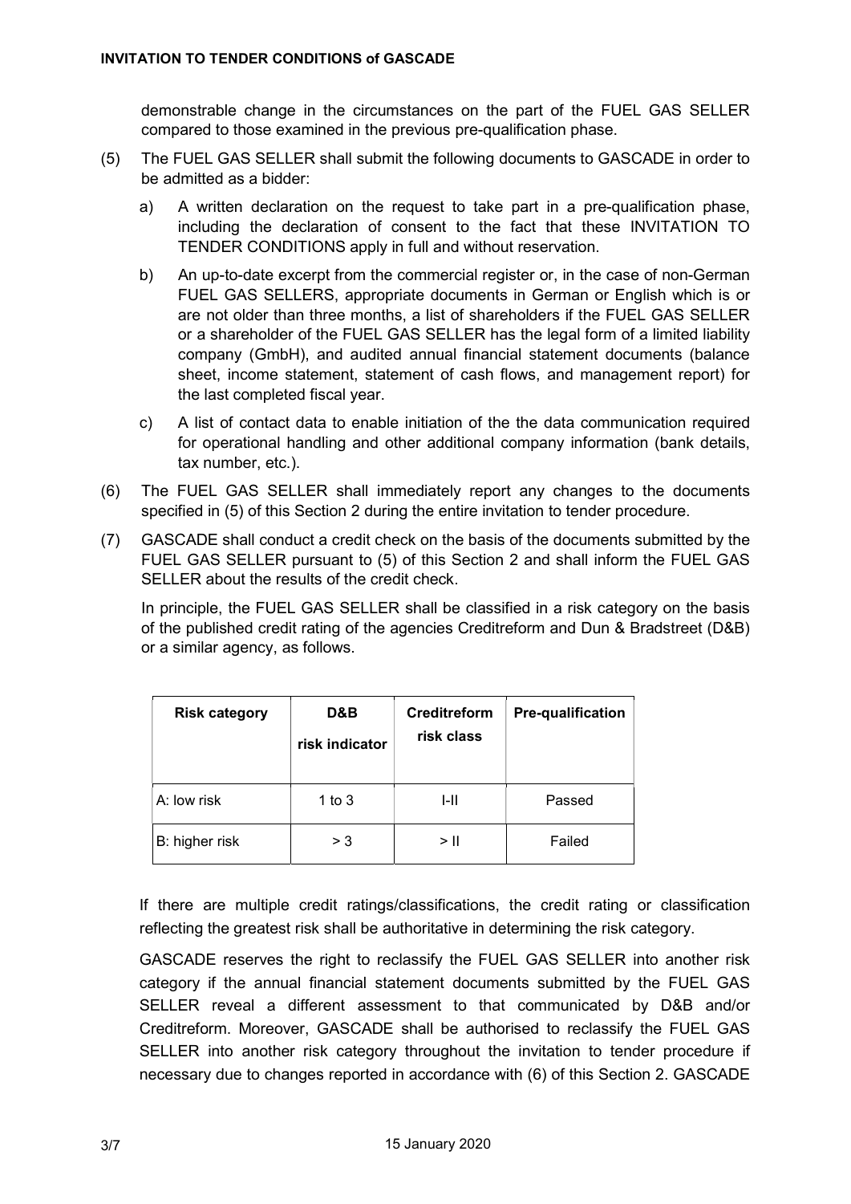demonstrable change in the circumstances on the part of the FUEL GAS SELLER compared to those examined in the previous pre-qualification phase.

(5) The FUEL GAS SELLER shall submit the following documents to GASCADE in order to be admitted as a bidder:

  a) A written declaration on the request to take part in a pre-qualification phase, including the declaration of consent to the fact that these INVITATION TO TENDER CONDITIONS apply in full and without reservation.

  b) An up-to-date excerpt from the commercial register or, in the case of non-German FUEL GAS SELLERS, appropriate documents in German or English which is or are not older than three months, a list of shareholders if the FUEL GAS SELLER or a shareholder of the FUEL GAS SELLER has the legal form of a limited liability company (GmbH), and audited annual financial statement documents (balance sheet, income statement, statement of cash flows, and management report) for the last completed fiscal year.

  c) A list of contact data to enable initiation of the the data communication required for operational handling and other additional company information (bank details, tax number, etc.).

(6) The FUEL GAS SELLER shall immediately report any changes to the documents specified in (5) of this Section 2 during the entire invitation to tender procedure.

(7) GASCADE shall conduct a credit check on the basis of the documents submitted by the FUEL GAS SELLER pursuant to (5) of this Section 2 and shall inform the FUEL GAS SELLER about the results of the credit check.

In principle, the FUEL GAS SELLER shall be classified in a risk category on the basis of the published credit rating of the agencies Creditreform and Dun & Bradstreet (D&B) or a similar agency, as follows.

| Risk category | D&B risk indicator | Creditreform risk class | Pre-qualification |
|---|---|---|---|
| A: low risk | 1 to 3 | I-II | Passed |
| B: higher risk | > 3 | > II | Failed |

If there are multiple credit ratings/classifications, the credit rating or classification reflecting the greatest risk shall be authoritative in determining the risk category.

GASCADE reserves the right to reclassify the FUEL GAS SELLER into another risk category if the annual financial statement documents submitted by the FUEL GAS SELLER reveal a different assessment to that communicated by D&B and/or Creditreform. Moreover, GASCADE shall be authorised to reclassify the FUEL GAS SELLER into another risk category throughout the invitation to tender procedure if necessary due to changes reported in accordance with (6) of this Section 2. GASCADE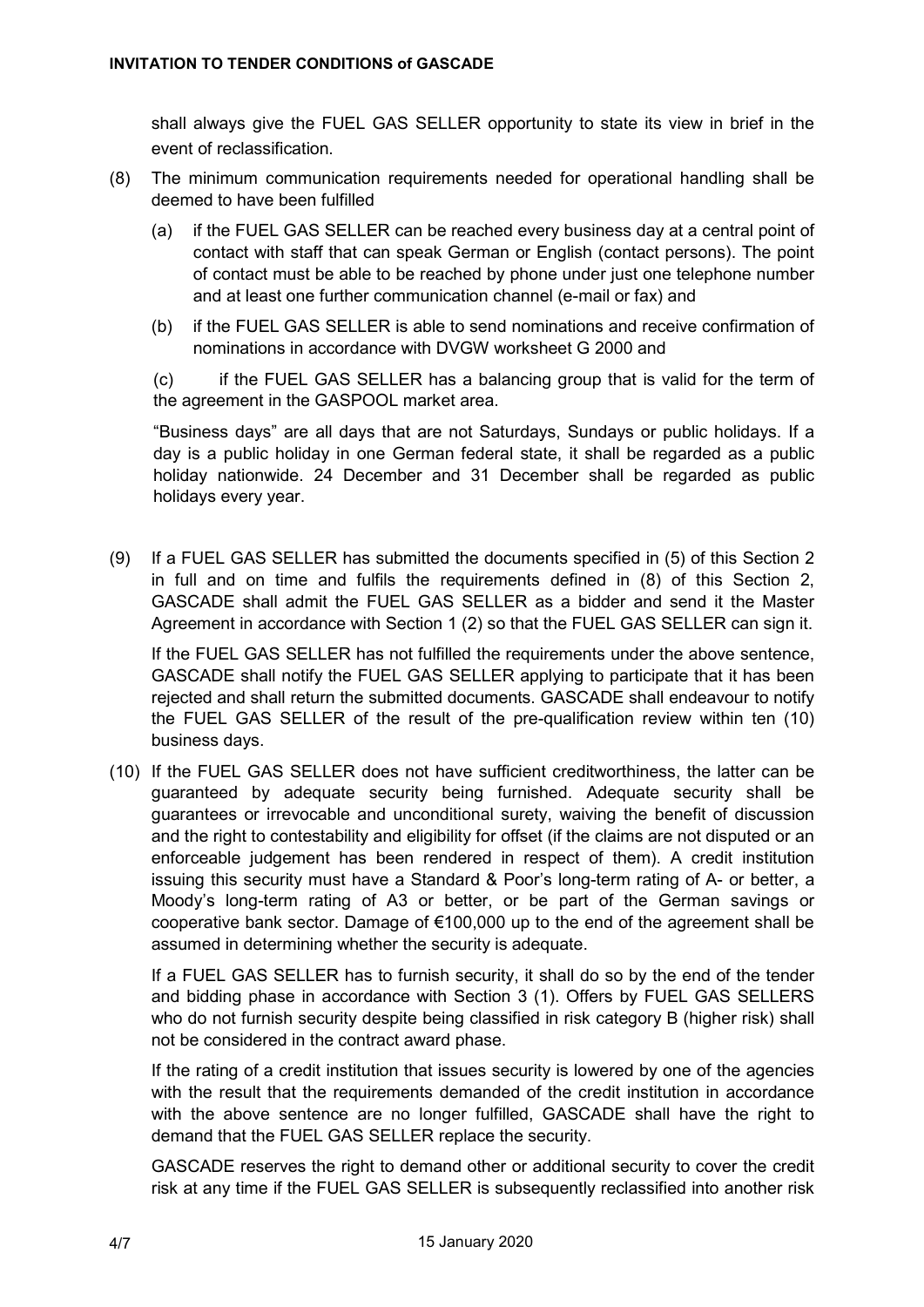shall always give the FUEL GAS SELLER opportunity to state its view in brief in the event of reclassification.

(8) The minimum communication requirements needed for operational handling shall be deemed to have been fulfilled

(a) if the FUEL GAS SELLER can be reached every business day at a central point of contact with staff that can speak German or English (contact persons). The point of contact must be able to be reached by phone under just one telephone number and at least one further communication channel (e-mail or fax) and

(b) if the FUEL GAS SELLER is able to send nominations and receive confirmation of nominations in accordance with DVGW worksheet G 2000 and

(c) if the FUEL GAS SELLER has a balancing group that is valid for the term of the agreement in the GASPOOL market area.

"Business days" are all days that are not Saturdays, Sundays or public holidays. If a day is a public holiday in one German federal state, it shall be regarded as a public holiday nationwide. 24 December and 31 December shall be regarded as public holidays every year.

(9) If a FUEL GAS SELLER has submitted the documents specified in (5) of this Section 2 in full and on time and fulfils the requirements defined in (8) of this Section 2, GASCADE shall admit the FUEL GAS SELLER as a bidder and send it the Master Agreement in accordance with Section 1 (2) so that the FUEL GAS SELLER can sign it.

If the FUEL GAS SELLER has not fulfilled the requirements under the above sentence, GASCADE shall notify the FUEL GAS SELLER applying to participate that it has been rejected and shall return the submitted documents. GASCADE shall endeavour to notify the FUEL GAS SELLER of the result of the pre-qualification review within ten (10) business days.

(10) If the FUEL GAS SELLER does not have sufficient creditworthiness, the latter can be guaranteed by adequate security being furnished. Adequate security shall be guarantees or irrevocable and unconditional surety, waiving the benefit of discussion and the right to contestability and eligibility for offset (if the claims are not disputed or an enforceable judgement has been rendered in respect of them). A credit institution issuing this security must have a Standard & Poor's long-term rating of A- or better, a Moody's long-term rating of A3 or better, or be part of the German savings or cooperative bank sector. Damage of €100,000 up to the end of the agreement shall be assumed in determining whether the security is adequate.

If a FUEL GAS SELLER has to furnish security, it shall do so by the end of the tender and bidding phase in accordance with Section 3 (1). Offers by FUEL GAS SELLERS who do not furnish security despite being classified in risk category B (higher risk) shall not be considered in the contract award phase.

If the rating of a credit institution that issues security is lowered by one of the agencies with the result that the requirements demanded of the credit institution in accordance with the above sentence are no longer fulfilled, GASCADE shall have the right to demand that the FUEL GAS SELLER replace the security.

GASCADE reserves the right to demand other or additional security to cover the credit risk at any time if the FUEL GAS SELLER is subsequently reclassified into another risk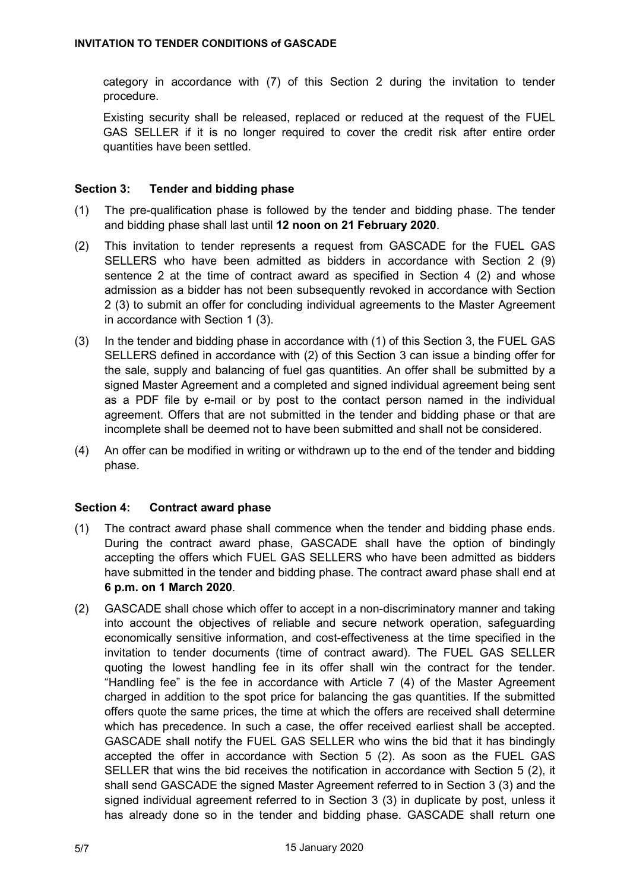category in accordance with (7) of this Section 2 during the invitation to tender procedure.

Existing security shall be released, replaced or reduced at the request of the FUEL GAS SELLER if it is no longer required to cover the credit risk after entire order quantities have been settled.

## Section 3: Tender and bidding phase

(1) The pre-qualification phase is followed by the tender and bidding phase. The tender and bidding phase shall last until **12 noon on 21 February 2020**.

(2) This invitation to tender represents a request from GASCADE for the FUEL GAS SELLERS who have been admitted as bidders in accordance with Section 2 (9) sentence 2 at the time of contract award as specified in Section 4 (2) and whose admission as a bidder has not been subsequently revoked in accordance with Section 2 (3) to submit an offer for concluding individual agreements to the Master Agreement in accordance with Section 1 (3).

(3) In the tender and bidding phase in accordance with (1) of this Section 3, the FUEL GAS SELLERS defined in accordance with (2) of this Section 3 can issue a binding offer for the sale, supply and balancing of fuel gas quantities. An offer shall be submitted by a signed Master Agreement and a completed and signed individual agreement being sent as a PDF file by e-mail or by post to the contact person named in the individual agreement. Offers that are not submitted in the tender and bidding phase or that are incomplete shall be deemed not to have been submitted and shall not be considered.

(4) An offer can be modified in writing or withdrawn up to the end of the tender and bidding phase.

## Section 4: Contract award phase

(1) The contract award phase shall commence when the tender and bidding phase ends. During the contract award phase, GASCADE shall have the option of bindingly accepting the offers which FUEL GAS SELLERS who have been admitted as bidders have submitted in the tender and bidding phase. The contract award phase shall end at **6 p.m. on 1 March 2020**.

(2) GASCADE shall chose which offer to accept in a non-discriminatory manner and taking into account the objectives of reliable and secure network operation, safeguarding economically sensitive information, and cost-effectiveness at the time specified in the invitation to tender documents (time of contract award). The FUEL GAS SELLER quoting the lowest handling fee in its offer shall win the contract for the tender. "Handling fee" is the fee in accordance with Article 7 (4) of the Master Agreement charged in addition to the spot price for balancing the gas quantities. If the submitted offers quote the same prices, the time at which the offers are received shall determine which has precedence. In such a case, the offer received earliest shall be accepted. GASCADE shall notify the FUEL GAS SELLER who wins the bid that it has bindingly accepted the offer in accordance with Section 5 (2). As soon as the FUEL GAS SELLER that wins the bid receives the notification in accordance with Section 5 (2), it shall send GASCADE the signed Master Agreement referred to in Section 3 (3) and the signed individual agreement referred to in Section 3 (3) in duplicate by post, unless it has already done so in the tender and bidding phase. GASCADE shall return one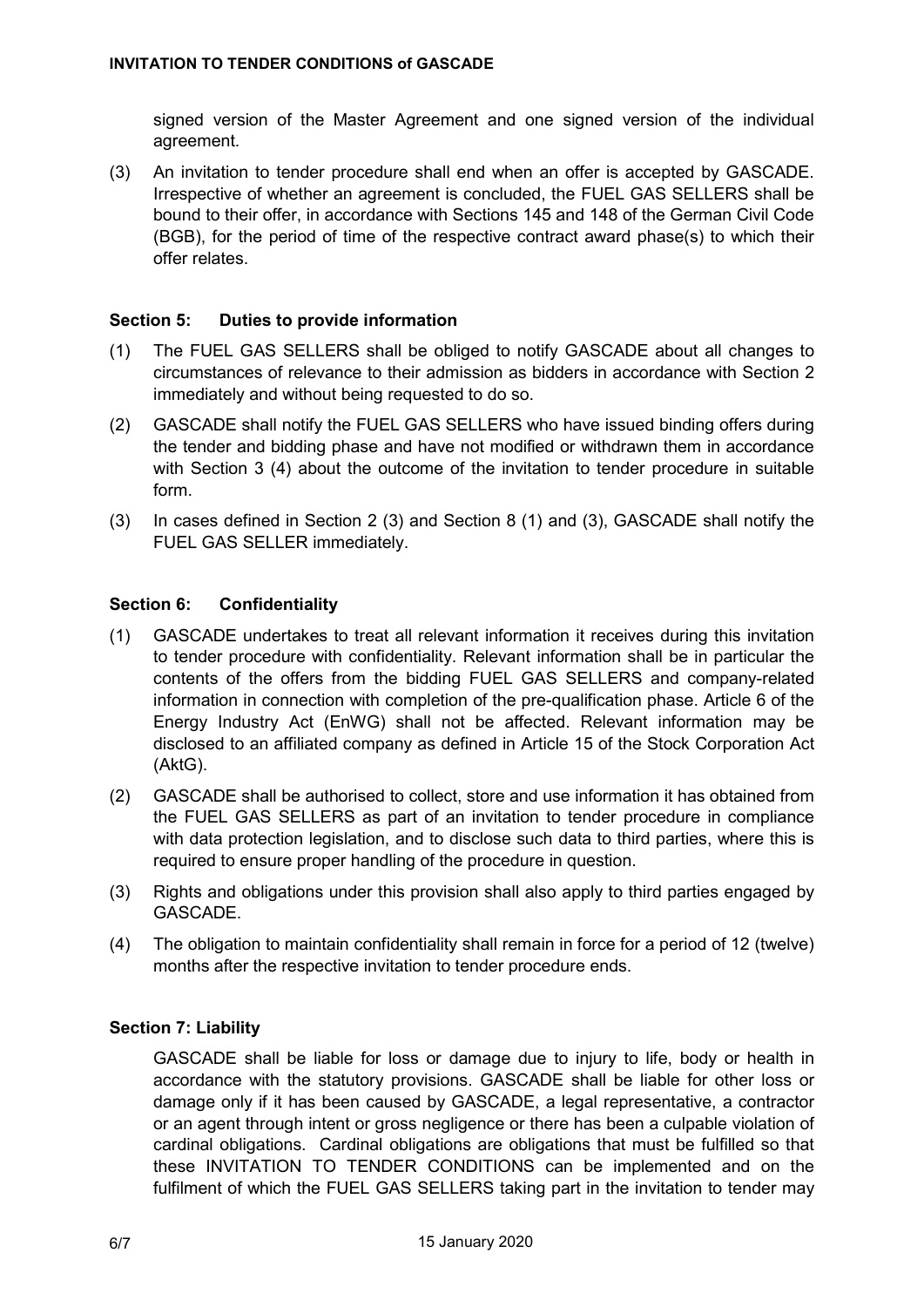signed version of the Master Agreement and one signed version of the individual agreement.

(3) An invitation to tender procedure shall end when an offer is accepted by GASCADE. Irrespective of whether an agreement is concluded, the FUEL GAS SELLERS shall be bound to their offer, in accordance with Sections 145 and 148 of the German Civil Code (BGB), for the period of time of the respective contract award phase(s) to which their offer relates.

### Section 5: Duties to provide information

(1) The FUEL GAS SELLERS shall be obliged to notify GASCADE about all changes to circumstances of relevance to their admission as bidders in accordance with Section 2 immediately and without being requested to do so.

(2) GASCADE shall notify the FUEL GAS SELLERS who have issued binding offers during the tender and bidding phase and have not modified or withdrawn them in accordance with Section 3 (4) about the outcome of the invitation to tender procedure in suitable form.

(3) In cases defined in Section 2 (3) and Section 8 (1) and (3), GASCADE shall notify the FUEL GAS SELLER immediately.

### Section 6: Confidentiality

(1) GASCADE undertakes to treat all relevant information it receives during this invitation to tender procedure with confidentiality. Relevant information shall be in particular the contents of the offers from the bidding FUEL GAS SELLERS and company-related information in connection with completion of the pre-qualification phase. Article 6 of the Energy Industry Act (EnWG) shall not be affected. Relevant information may be disclosed to an affiliated company as defined in Article 15 of the Stock Corporation Act (AktG).

(2) GASCADE shall be authorised to collect, store and use information it has obtained from the FUEL GAS SELLERS as part of an invitation to tender procedure in compliance with data protection legislation, and to disclose such data to third parties, where this is required to ensure proper handling of the procedure in question.

(3) Rights and obligations under this provision shall also apply to third parties engaged by GASCADE.

(4) The obligation to maintain confidentiality shall remain in force for a period of 12 (twelve) months after the respective invitation to tender procedure ends.

### Section 7: Liability

GASCADE shall be liable for loss or damage due to injury to life, body or health in accordance with the statutory provisions. GASCADE shall be liable for other loss or damage only if it has been caused by GASCADE, a legal representative, a contractor or an agent through intent or gross negligence or there has been a culpable violation of cardinal obligations. Cardinal obligations are obligations that must be fulfilled so that these INVITATION TO TENDER CONDITIONS can be implemented and on the fulfilment of which the FUEL GAS SELLERS taking part in the invitation to tender may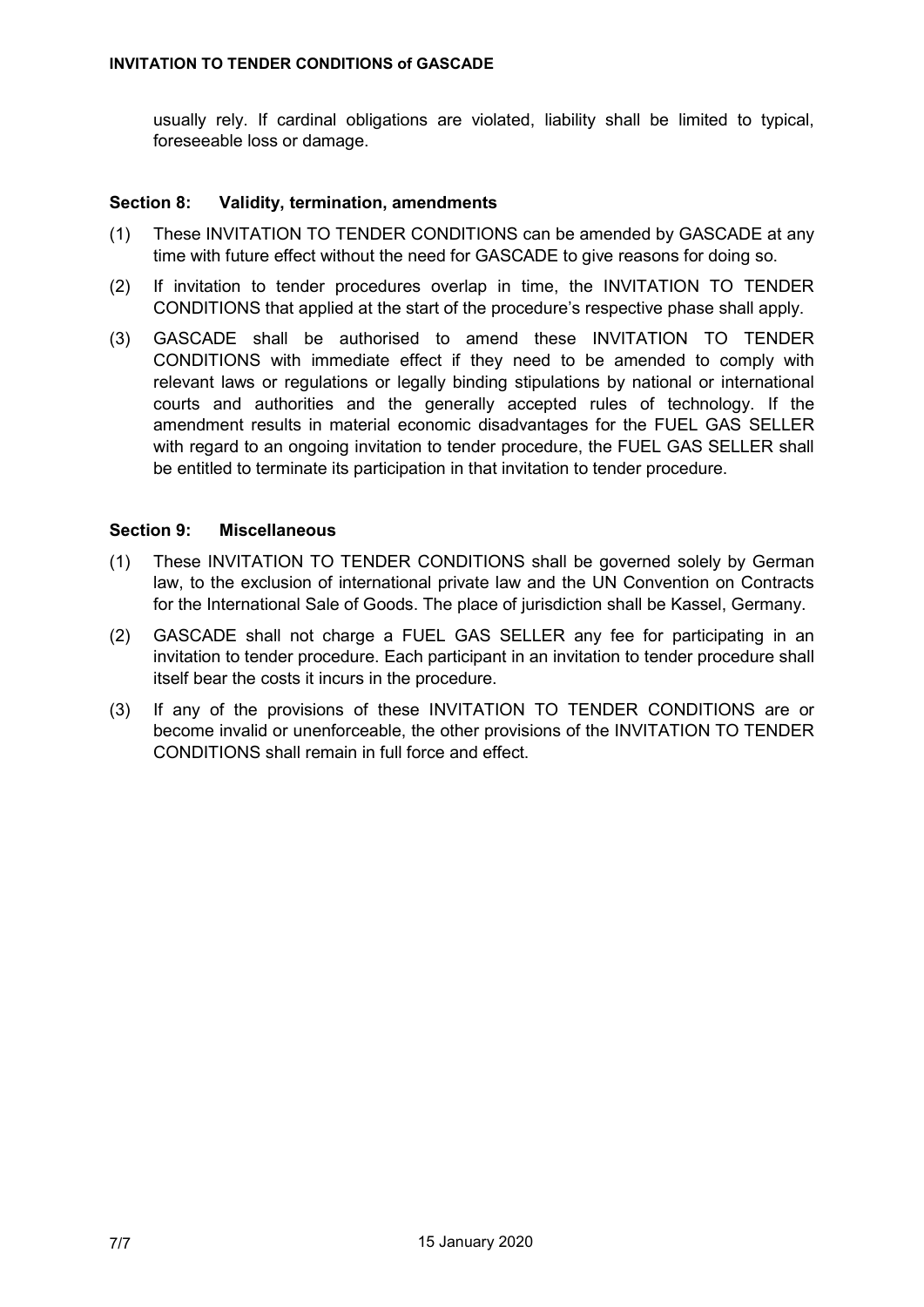usually rely. If cardinal obligations are violated, liability shall be limited to typical, foreseeable loss or damage.

### Section 8: Validity, termination, amendments

(1) These INVITATION TO TENDER CONDITIONS can be amended by GASCADE at any time with future effect without the need for GASCADE to give reasons for doing so.

(2) If invitation to tender procedures overlap in time, the INVITATION TO TENDER CONDITIONS that applied at the start of the procedure's respective phase shall apply.

(3) GASCADE shall be authorised to amend these INVITATION TO TENDER CONDITIONS with immediate effect if they need to be amended to comply with relevant laws or regulations or legally binding stipulations by national or international courts and authorities and the generally accepted rules of technology. If the amendment results in material economic disadvantages for the FUEL GAS SELLER with regard to an ongoing invitation to tender procedure, the FUEL GAS SELLER shall be entitled to terminate its participation in that invitation to tender procedure.

### Section 9: Miscellaneous

(1) These INVITATION TO TENDER CONDITIONS shall be governed solely by German law, to the exclusion of international private law and the UN Convention on Contracts for the International Sale of Goods. The place of jurisdiction shall be Kassel, Germany.

(2) GASCADE shall not charge a FUEL GAS SELLER any fee for participating in an invitation to tender procedure. Each participant in an invitation to tender procedure shall itself bear the costs it incurs in the procedure.

(3) If any of the provisions of these INVITATION TO TENDER CONDITIONS are or become invalid or unenforceable, the other provisions of the INVITATION TO TENDER CONDITIONS shall remain in full force and effect.

15 January 2020